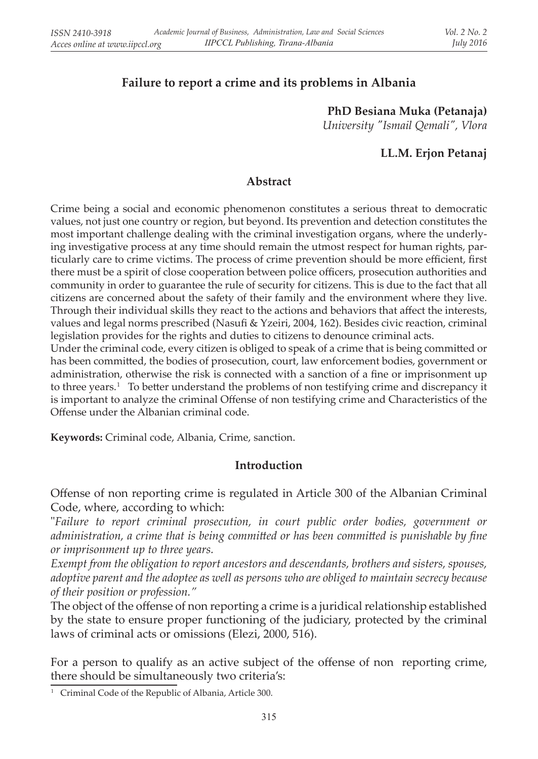# Failure to report a crime and its problems in Albania

**PhD Besiana Muka (Petanaja)**
*University "Ismail Qemali", Vlora*

**LL.M. Erjon Petanaj**

## Abstract

Crime being a social and economic phenomenon constitutes a serious threat to democratic values, not just one country or region, but beyond. Its prevention and detection constitutes the most important challenge dealing with the criminal investigation organs, where the underlying investigative process at any time should remain the utmost respect for human rights, particularly care to crime victims. The process of crime prevention should be more efficient, first there must be a spirit of close cooperation between police officers, prosecution authorities and community in order to guarantee the rule of security for citizens. This is due to the fact that all citizens are concerned about the safety of their family and the environment where they live. Through their individual skills they react to the actions and behaviors that affect the interests, values and legal norms prescribed (Nasufi & Yzeiri, 2004, 162). Besides civic reaction, criminal legislation provides for the rights and duties to citizens to denounce criminal acts.

Under the criminal code, every citizen is obliged to speak of a crime that is being committed or has been committed, the bodies of prosecution, court, law enforcement bodies, government or administration, otherwise the risk is connected with a sanction of a fine or imprisonment up to three years.[1] To better understand the problems of non testifying crime and discrepancy it is important to analyze the criminal Offense of non testifying crime and Characteristics of the Offense under the Albanian criminal code.

**Keywords:** Criminal code, Albania, Crime, sanction.

## Introduction

Offense of non reporting crime is regulated in Article 300 of the Albanian Criminal Code, where, according to which:

"*Failure to report criminal prosecution, in court public order bodies, government or administration, a crime that is being committed or has been committed is punishable by fine or imprisonment up to three years.*

*Exempt from the obligation to report ancestors and descendants, brothers and sisters, spouses, adoptive parent and the adoptee as well as persons who are obliged to maintain secrecy because of their position or profession.*"

The object of the offense of non reporting a crime is a juridical relationship established by the state to ensure proper functioning of the judiciary, protected by the criminal laws of criminal acts or omissions (Elezi, 2000, 516).

For a person to qualify as an active subject of the offense of non reporting crime, there should be simultaneously two criteria's:

[1] Criminal Code of the Republic of Albania, Article 300.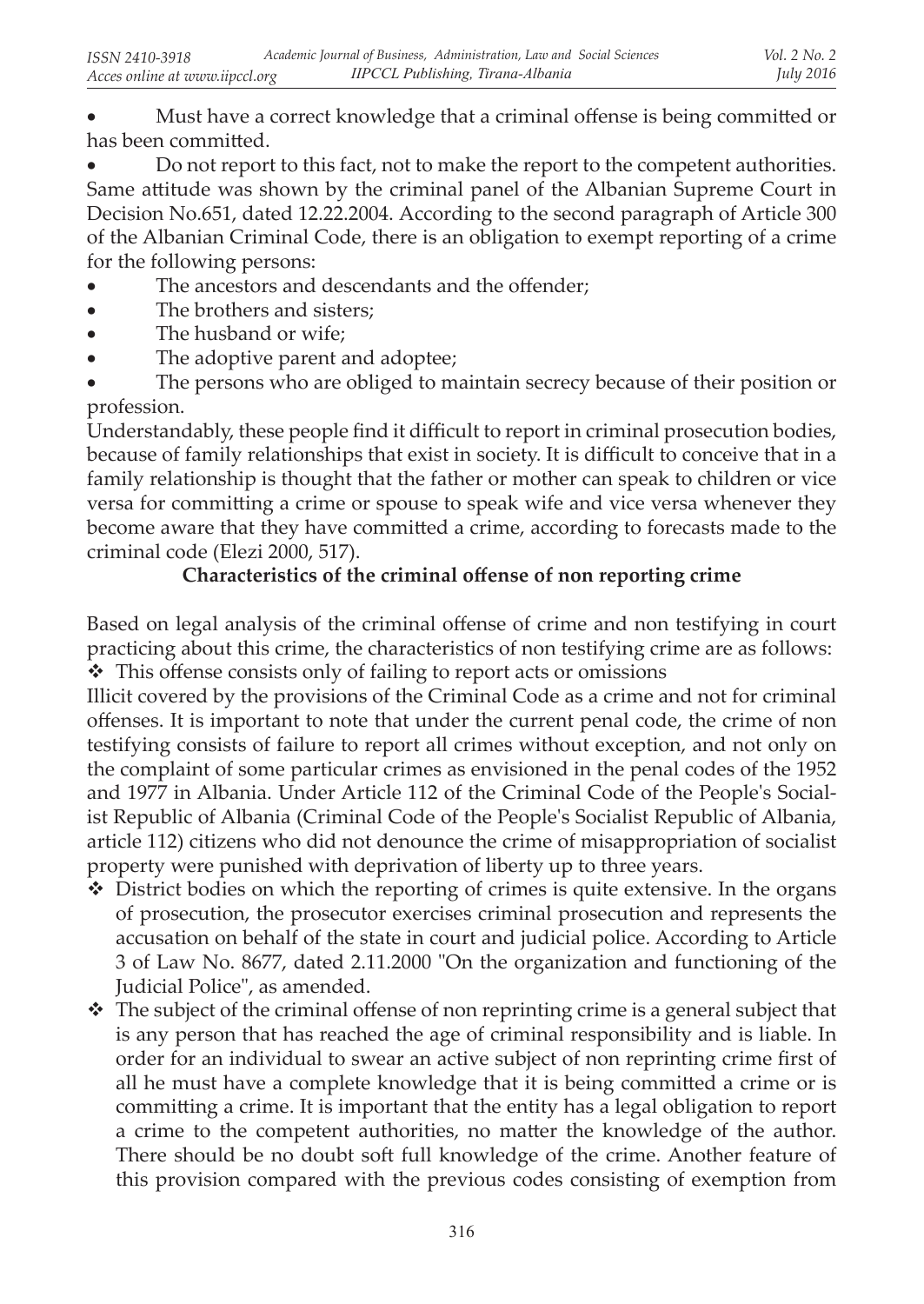- Must have a correct knowledge that a criminal offense is being committed or has been committed.
- Do not report to this fact, not to make the report to the competent authorities.

Same attitude was shown by the criminal panel of the Albanian Supreme Court in Decision No.651, dated 12.22.2004. According to the second paragraph of Article 300 of the Albanian Criminal Code, there is an obligation to exempt reporting of a crime for the following persons:

- The ancestors and descendants and the offender;
- The brothers and sisters;
- The husband or wife;
- The adoptive parent and adoptee;
- The persons who are obliged to maintain secrecy because of their position or profession.

Understandably, these people find it difficult to report in criminal prosecution bodies, because of family relationships that exist in society. It is difficult to conceive that in a family relationship is thought that the father or mother can speak to children or vice versa for committing a crime or spouse to speak wife and vice versa whenever they become aware that they have committed a crime, according to forecasts made to the criminal code (Elezi 2000, 517).

**Characteristics of the criminal offense of non reporting crime**

Based on legal analysis of the criminal offense of crime and non testifying in court practicing about this crime, the characteristics of non testifying crime are as follows:

- This offense consists only of failing to report acts or omissions

Illicit covered by the provisions of the Criminal Code as a crime and not for criminal offenses. It is important to note that under the current penal code, the crime of non testifying consists of failure to report all crimes without exception, and not only on the complaint of some particular crimes as envisioned in the penal codes of the 1952 and 1977 in Albania. Under Article 112 of the Criminal Code of the People's Socialist Republic of Albania (Criminal Code of the People's Socialist Republic of Albania, article 112) citizens who did not denounce the crime of misappropriation of socialist property were punished with deprivation of liberty up to three years.

- District bodies on which the reporting of crimes is quite extensive. In the organs of prosecution, the prosecutor exercises criminal prosecution and represents the accusation on behalf of the state in court and judicial police. According to Article 3 of Law No. 8677, dated 2.11.2000 "On the organization and functioning of the Judicial Police", as amended.
- The subject of the criminal offense of non reprinting crime is a general subject that is any person that has reached the age of criminal responsibility and is liable. In order for an individual to swear an active subject of non reprinting crime first of all he must have a complete knowledge that it is being committed a crime or is committing a crime. It is important that the entity has a legal obligation to report a crime to the competent authorities, no matter the knowledge of the author. There should be no doubt soft full knowledge of the crime. Another feature of this provision compared with the previous codes consisting of exemption from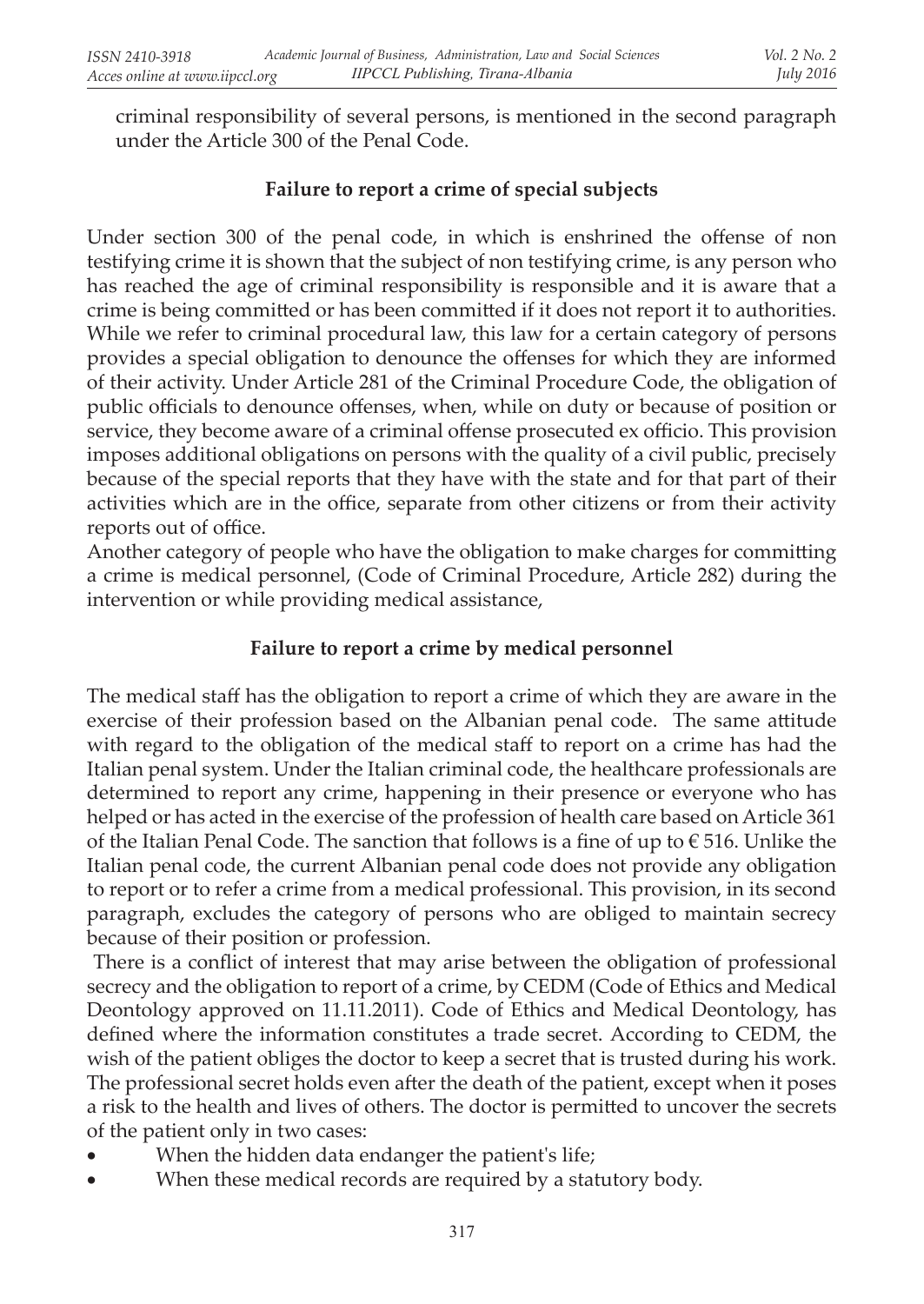criminal responsibility of several persons, is mentioned in the second paragraph under the Article 300 of the Penal Code.

## Failure to report a crime of special subjects

Under section 300 of the penal code, in which is enshrined the offense of non testifying crime it is shown that the subject of non testifying crime, is any person who has reached the age of criminal responsibility is responsible and it is aware that a crime is being committed or has been committed if it does not report it to authorities. While we refer to criminal procedural law, this law for a certain category of persons provides a special obligation to denounce the offenses for which they are informed of their activity. Under Article 281 of the Criminal Procedure Code, the obligation of public officials to denounce offenses, when, while on duty or because of position or service, they become aware of a criminal offense prosecuted ex officio. This provision imposes additional obligations on persons with the quality of a civil public, precisely because of the special reports that they have with the state and for that part of their activities which are in the office, separate from other citizens or from their activity reports out of office.

Another category of people who have the obligation to make charges for committing a crime is medical personnel, (Code of Criminal Procedure, Article 282) during the intervention or while providing medical assistance,

## Failure to report a crime by medical personnel

The medical staff has the obligation to report a crime of which they are aware in the exercise of their profession based on the Albanian penal code. The same attitude with regard to the obligation of the medical staff to report on a crime has had the Italian penal system. Under the Italian criminal code, the healthcare professionals are determined to report any crime, happening in their presence or everyone who has helped or has acted in the exercise of the profession of health care based on Article 361 of the Italian Penal Code. The sanction that follows is a fine of up to € 516. Unlike the Italian penal code, the current Albanian penal code does not provide any obligation to report or to refer a crime from a medical professional. This provision, in its second paragraph, excludes the category of persons who are obliged to maintain secrecy because of their position or profession.

There is a conflict of interest that may arise between the obligation of professional secrecy and the obligation to report of a crime, by CEDM (Code of Ethics and Medical Deontology approved on 11.11.2011). Code of Ethics and Medical Deontology, has defined where the information constitutes a trade secret. According to CEDM, the wish of the patient obliges the doctor to keep a secret that is trusted during his work. The professional secret holds even after the death of the patient, except when it poses a risk to the health and lives of others. The doctor is permitted to uncover the secrets of the patient only in two cases:

- When the hidden data endanger the patient's life;
- When these medical records are required by a statutory body.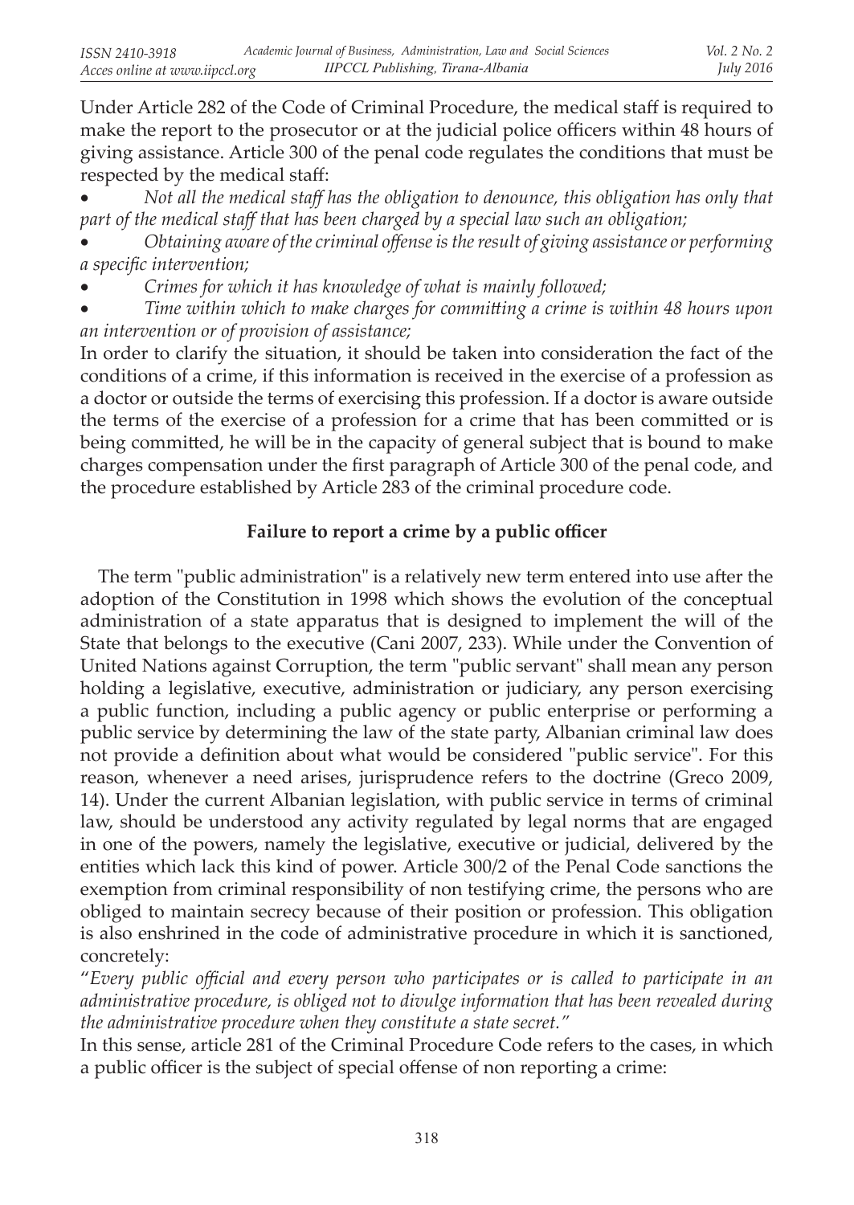Under Article 282 of the Code of Criminal Procedure, the medical staff is required to make the report to the prosecutor or at the judicial police officers within 48 hours of giving assistance. Article 300 of the penal code regulates the conditions that must be respected by the medical staff:

- *Not all the medical staff has the obligation to denounce, this obligation has only that part of the medical staff that has been charged by a special law such an obligation;*
- *Obtaining aware of the criminal offense is the result of giving assistance or performing a specific intervention;*
- *Crimes for which it has knowledge of what is mainly followed;*
- *Time within which to make charges for committing a crime is within 48 hours upon an intervention or of provision of assistance;*

In order to clarify the situation, it should be taken into consideration the fact of the conditions of a crime, if this information is received in the exercise of a profession as a doctor or outside the terms of exercising this profession. If a doctor is aware outside the terms of the exercise of a profession for a crime that has been committed or is being committed, he will be in the capacity of general subject that is bound to make charges compensation under the first paragraph of Article 300 of the penal code, and the procedure established by Article 283 of the criminal procedure code.

## Failure to report a crime by a public officer

The term "public administration" is a relatively new term entered into use after the adoption of the Constitution in 1998 which shows the evolution of the conceptual administration of a state apparatus that is designed to implement the will of the State that belongs to the executive (Cani 2007, 233). While under the Convention of United Nations against Corruption, the term "public servant" shall mean any person holding a legislative, executive, administration or judiciary, any person exercising a public function, including a public agency or public enterprise or performing a public service by determining the law of the state party, Albanian criminal law does not provide a definition about what would be considered "public service". For this reason, whenever a need arises, jurisprudence refers to the doctrine (Greco 2009, 14). Under the current Albanian legislation, with public service in terms of criminal law, should be understood any activity regulated by legal norms that are engaged in one of the powers, namely the legislative, executive or judicial, delivered by the entities which lack this kind of power. Article 300/2 of the Penal Code sanctions the exemption from criminal responsibility of non testifying crime, the persons who are obliged to maintain secrecy because of their position or profession. This obligation is also enshrined in the code of administrative procedure in which it is sanctioned, concretely:

"*Every public official and every person who participates or is called to participate in an administrative procedure, is obliged not to divulge information that has been revealed during the administrative procedure when they constitute a state secret.*"

In this sense, article 281 of the Criminal Procedure Code refers to the cases, in which a public officer is the subject of special offense of non reporting a crime: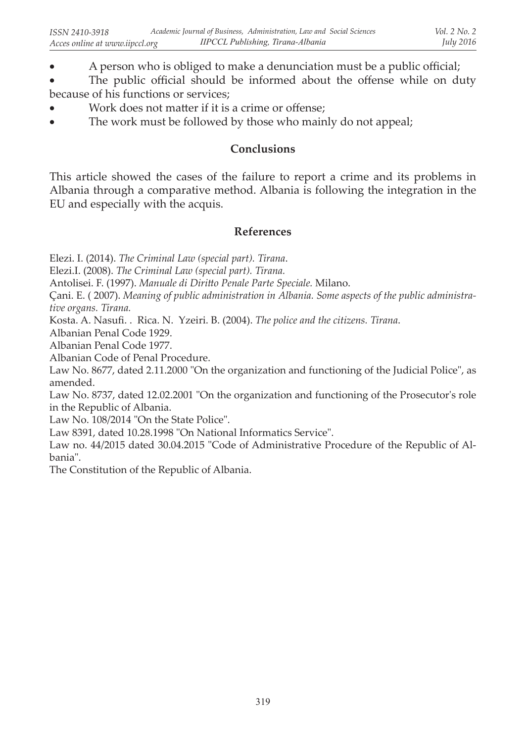- A person who is obliged to make a denunciation must be a public official;
- The public official should be informed about the offense while on duty because of his functions or services;
- Work does not matter if it is a crime or offense;
- The work must be followed by those who mainly do not appeal;

## Conclusions

This article showed the cases of the failure to report a crime and its problems in Albania through a comparative method. Albania is following the integration in the EU and especially with the acquis.

## References

Elezi. I. (2014). *The Criminal Law (special part). Tirana*.

Elezi.I. (2008). *The Criminal Law (special part). Tirana.*

Antolisei. F. (1997). *Manuale di Diritto Penale Parte Speciale.* Milano.

Çani. E. ( 2007). *Meaning of public administration in Albania. Some aspects of the public administrative organs. Tirana.*

Kosta. A. Nasufi. . Rica. N. Yzeiri. B. (2004). *The police and the citizens. Tirana*.

Albanian Penal Code 1929.

Albanian Penal Code 1977.

Albanian Code of Penal Procedure.

Law No. 8677, dated 2.11.2000 "On the organization and functioning of the Judicial Police", as amended.

Law No. 8737, dated 12.02.2001 "On the organization and functioning of the Prosecutor's role in the Republic of Albania.

Law No. 108/2014 "On the State Police".

Law 8391, dated 10.28.1998 "On National Informatics Service".

Law no. 44/2015 dated 30.04.2015 "Code of Administrative Procedure of the Republic of Albania".

The Constitution of the Republic of Albania.